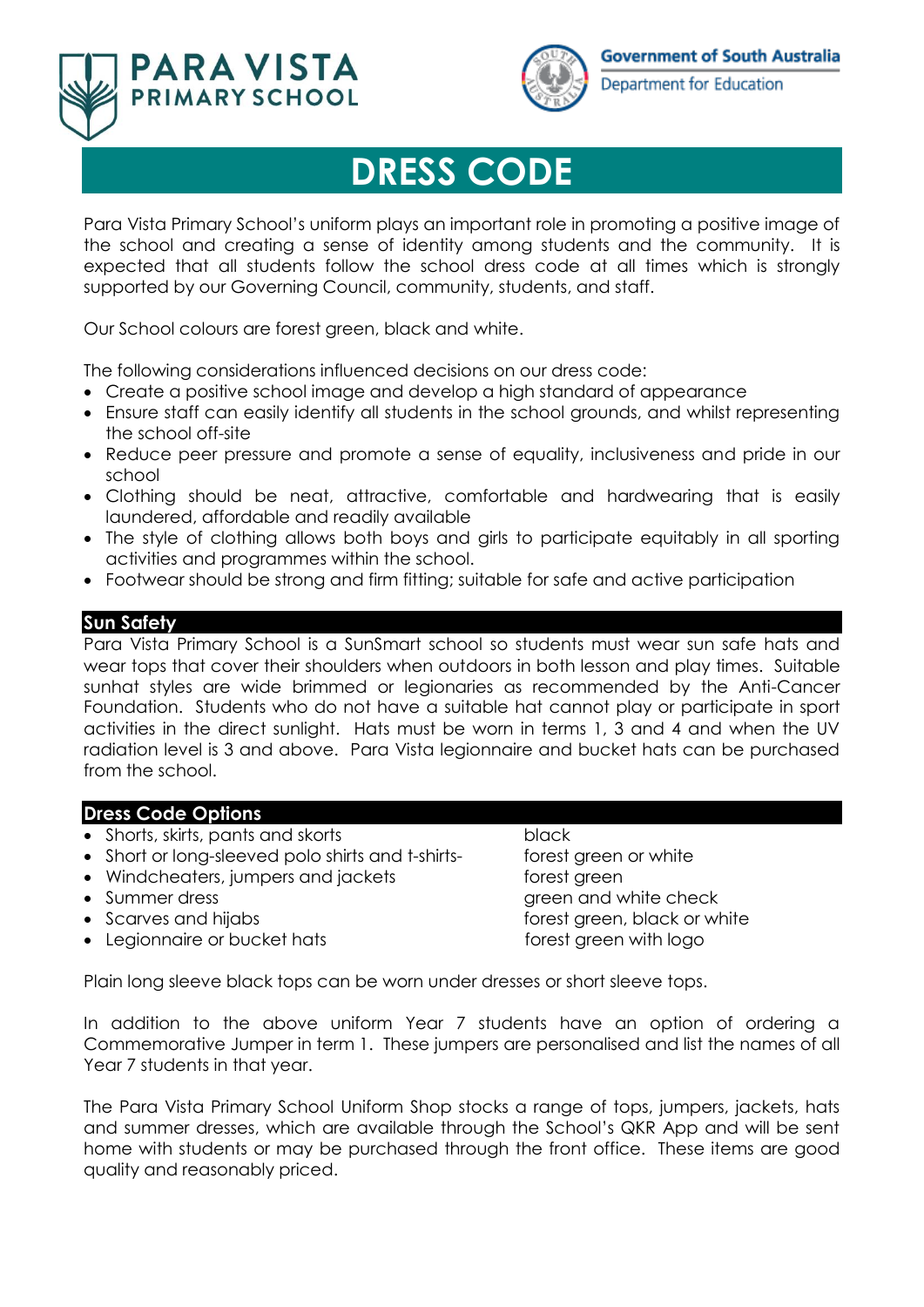PARA VISTA PRIMARY SCHOOL

Government of South Australia
Department for Education

# DRESS CODE

Para Vista Primary School's uniform plays an important role in promoting a positive image of the school and creating a sense of identity among students and the community. It is expected that all students follow the school dress code at all times which is strongly supported by our Governing Council, community, students, and staff.

Our School colours are forest green, black and white.

The following considerations influenced decisions on our dress code:

- Create a positive school image and develop a high standard of appearance
- Ensure staff can easily identify all students in the school grounds, and whilst representing the school off-site
- Reduce peer pressure and promote a sense of equality, inclusiveness and pride in our school
- Clothing should be neat, attractive, comfortable and hardwearing that is easily laundered, affordable and readily available
- The style of clothing allows both boys and girls to participate equitably in all sporting activities and programmes within the school.
- Footwear should be strong and firm fitting; suitable for safe and active participation

## Sun Safety

Para Vista Primary School is a SunSmart school so students must wear sun safe hats and wear tops that cover their shoulders when outdoors in both lesson and play times. Suitable sunhat styles are wide brimmed or legionaries as recommended by the Anti-Cancer Foundation. Students who do not have a suitable hat cannot play or participate in sport activities in the direct sunlight. Hats must be worn in terms 1, 3 and 4 and when the UV radiation level is 3 and above. Para Vista legionnaire and bucket hats can be purchased from the school.

## Dress Code Options

| Item | Colour |
|---|---|
| Shorts, skirts, pants and skorts | black |
| Short or long-sleeved polo shirts and t-shirts- | forest green or white |
| Windcheaters, jumpers and jackets | forest green |
| Summer dress | green and white check |
| Scarves and hijabs | forest green, black or white |
| Legionnaire or bucket hats | forest green with logo |

Plain long sleeve black tops can be worn under dresses or short sleeve tops.

In addition to the above uniform Year 7 students have an option of ordering a Commemorative Jumper in term 1. These jumpers are personalised and list the names of all Year 7 students in that year.

The Para Vista Primary School Uniform Shop stocks a range of tops, jumpers, jackets, hats and summer dresses, which are available through the School's QKR App and will be sent home with students or may be purchased through the front office. These items are good quality and reasonably priced.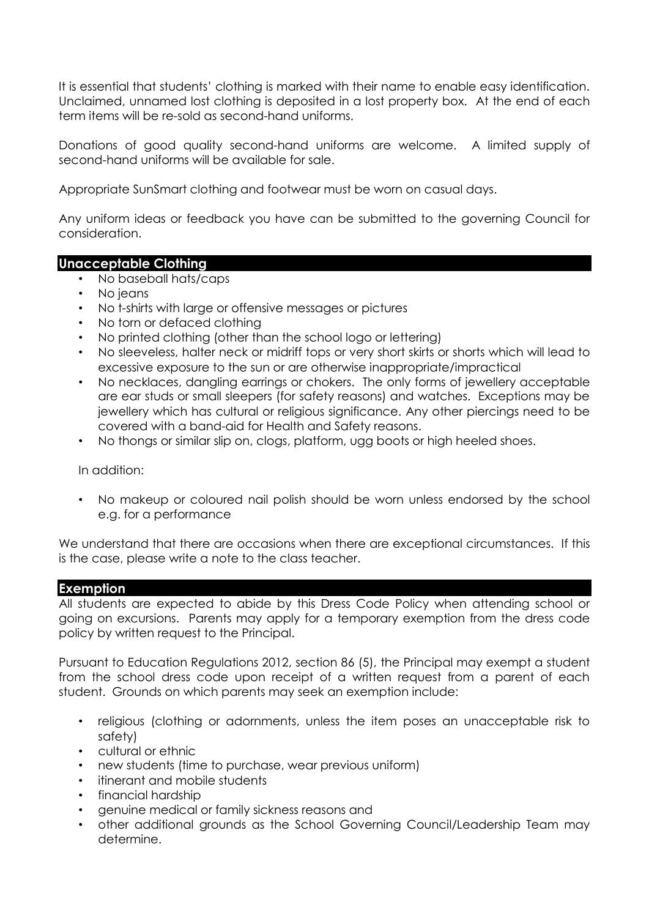It is essential that students' clothing is marked with their name to enable easy identification. Unclaimed, unnamed lost clothing is deposited in a lost property box. At the end of each term items will be re-sold as second-hand uniforms.

Donations of good quality second-hand uniforms are welcome. A limited supply of second-hand uniforms will be available for sale.

Appropriate SunSmart clothing and footwear must be worn on casual days.

Any uniform ideas or feedback you have can be submitted to the governing Council for consideration.

## Unacceptable Clothing

- No baseball hats/caps
- No jeans
- No t-shirts with large or offensive messages or pictures
- No torn or defaced clothing
- No printed clothing (other than the school logo or lettering)
- No sleeveless, halter neck or midriff tops or very short skirts or shorts which will lead to excessive exposure to the sun or are otherwise inappropriate/impractical
- No necklaces, dangling earrings or chokers. The only forms of jewellery acceptable are ear studs or small sleepers (for safety reasons) and watches. Exceptions may be jewellery which has cultural or religious significance. Any other piercings need to be covered with a band-aid for Health and Safety reasons.
- No thongs or similar slip on, clogs, platform, ugg boots or high heeled shoes.

In addition:

- No makeup or coloured nail polish should be worn unless endorsed by the school e.g. for a performance

We understand that there are occasions when there are exceptional circumstances. If this is the case, please write a note to the class teacher.

## Exemption

All students are expected to abide by this Dress Code Policy when attending school or going on excursions. Parents may apply for a temporary exemption from the dress code policy by written request to the Principal.

Pursuant to Education Regulations 2012, section 86 (5), the Principal may exempt a student from the school dress code upon receipt of a written request from a parent of each student. Grounds on which parents may seek an exemption include:

- religious (clothing or adornments, unless the item poses an unacceptable risk to safety)
- cultural or ethnic
- new students (time to purchase, wear previous uniform)
- itinerant and mobile students
- financial hardship
- genuine medical or family sickness reasons and
- other additional grounds as the School Governing Council/Leadership Team may determine.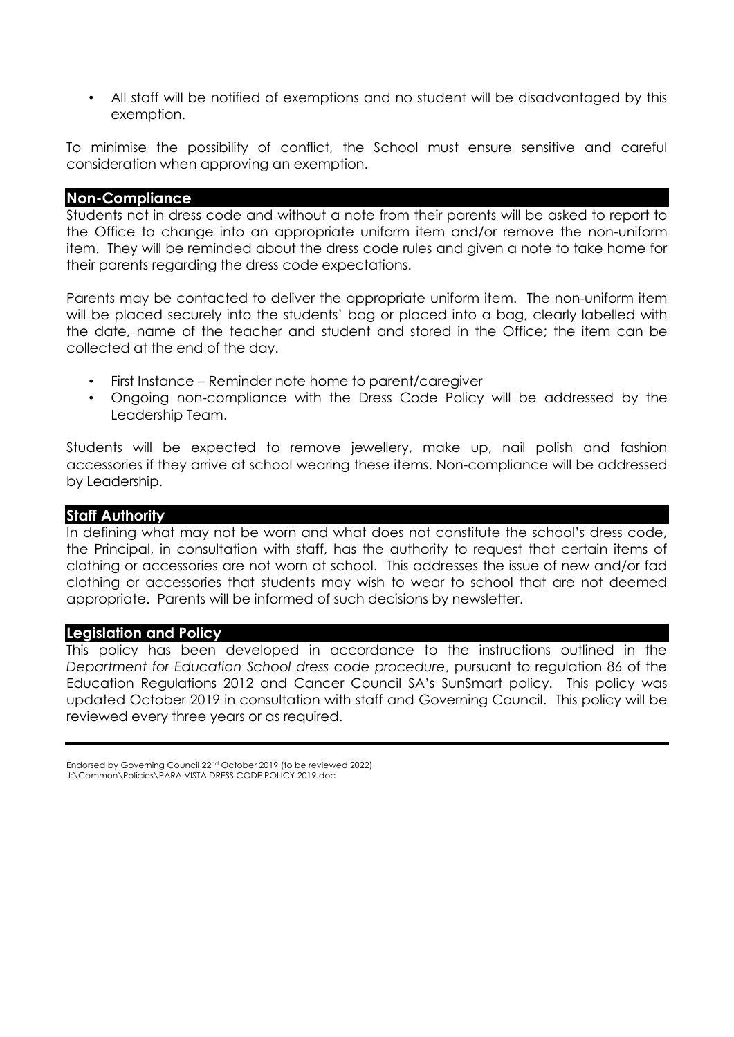- All staff will be notified of exemptions and no student will be disadvantaged by this exemption.

To minimise the possibility of conflict, the School must ensure sensitive and careful consideration when approving an exemption.

## Non-Compliance

Students not in dress code and without a note from their parents will be asked to report to the Office to change into an appropriate uniform item and/or remove the non-uniform item. They will be reminded about the dress code rules and given a note to take home for their parents regarding the dress code expectations.

Parents may be contacted to deliver the appropriate uniform item. The non-uniform item will be placed securely into the students' bag or placed into a bag, clearly labelled with the date, name of the teacher and student and stored in the Office; the item can be collected at the end of the day.

- First Instance – Reminder note home to parent/caregiver
- Ongoing non-compliance with the Dress Code Policy will be addressed by the Leadership Team.

Students will be expected to remove jewellery, make up, nail polish and fashion accessories if they arrive at school wearing these items. Non-compliance will be addressed by Leadership.

## Staff Authority

In defining what may not be worn and what does not constitute the school's dress code, the Principal, in consultation with staff, has the authority to request that certain items of clothing or accessories are not worn at school. This addresses the issue of new and/or fad clothing or accessories that students may wish to wear to school that are not deemed appropriate. Parents will be informed of such decisions by newsletter.

## Legislation and Policy

This policy has been developed in accordance to the instructions outlined in the *Department for Education School dress code procedure*, pursuant to regulation 86 of the Education Regulations 2012 and Cancer Council SA's SunSmart policy. This policy was updated October 2019 in consultation with staff and Governing Council. This policy will be reviewed every three years or as required.

---

Endorsed by Governing Council 22nd October 2019 (to be reviewed 2022)
J:\Common\Policies\PARA VISTA DRESS CODE POLICY 2019.doc